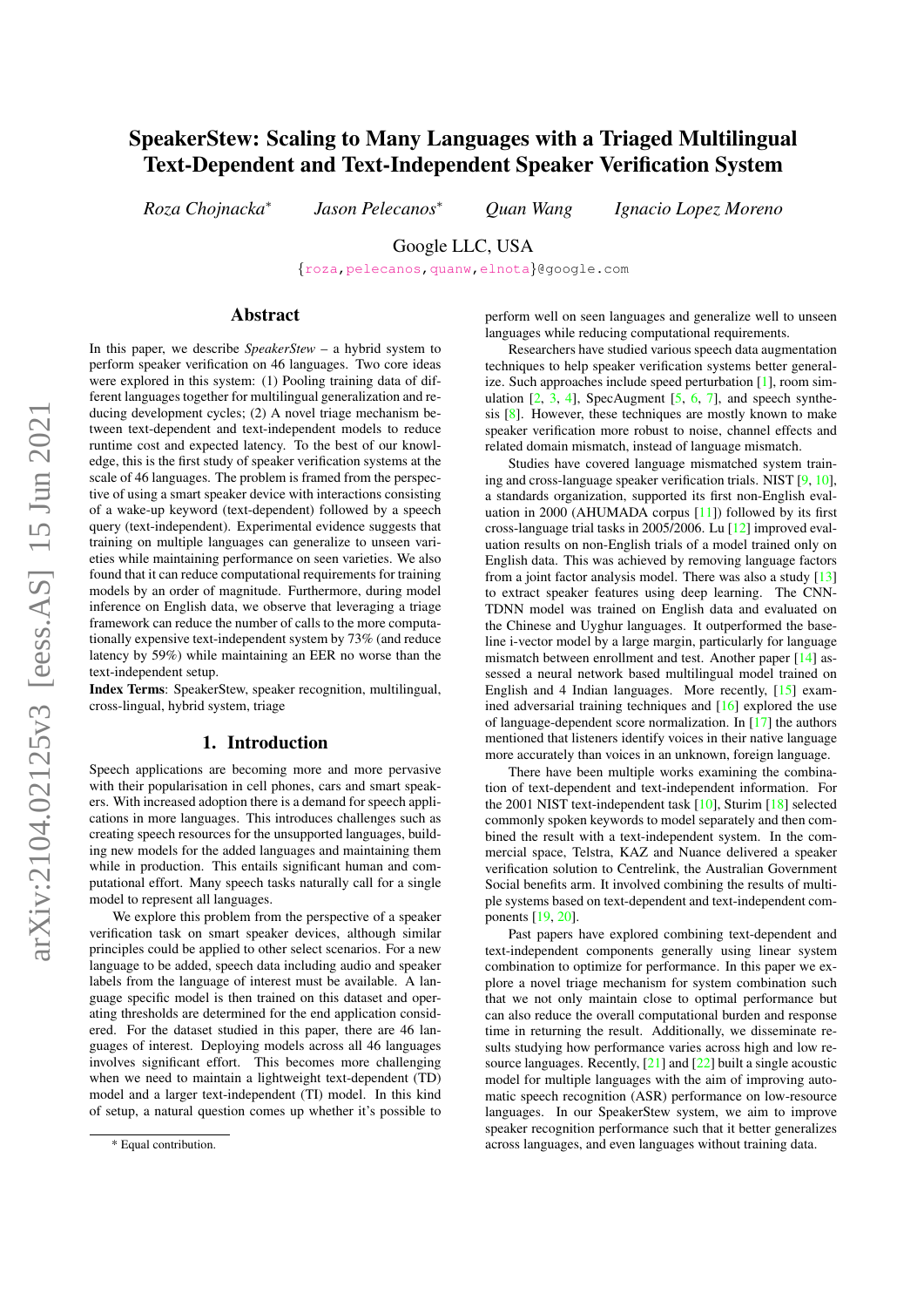# SpeakerStew: Scaling to Many Languages with a Triaged Multilingual Text-Dependent and Text-Independent Speaker Verification System

*Roza Chojnacka*[*] *Jason Pelecanos*[*] *Quan Wang* *Ignacio Lopez Moreno*

Google LLC, USA

{roza,pelecanos,quanw,elnota}@google.com

## Abstract

In this paper, we describe *SpeakerStew* – a hybrid system to perform speaker verification on 46 languages. Two core ideas were explored in this system: (1) Pooling training data of different languages together for multilingual generalization and reducing development cycles; (2) A novel triage mechanism between text-dependent and text-independent models to reduce runtime cost and expected latency. To the best of our knowledge, this is the first study of speaker verification systems at the scale of 46 languages. The problem is framed from the perspective of using a smart speaker device with interactions consisting of a wake-up keyword (text-dependent) followed by a speech query (text-independent). Experimental evidence suggests that training on multiple languages can generalize to unseen varieties while maintaining performance on seen varieties. We also found that it can reduce computational requirements for training models by an order of magnitude. Furthermore, during model inference on English data, we observe that leveraging a triage framework can reduce the number of calls to the more computationally expensive text-independent system by 73% (and reduce latency by 59%) while maintaining an EER no worse than the text-independent setup.

**Index Terms**: SpeakerStew, speaker recognition, multilingual, cross-lingual, hybrid system, triage

## 1. Introduction

Speech applications are becoming more and more pervasive with their popularisation in cell phones, cars and smart speakers. With increased adoption there is a demand for speech applications in more languages. This introduces challenges such as creating speech resources for the unsupported languages, building new models for the added languages and maintaining them while in production. This entails significant human and computational effort. Many speech tasks naturally call for a single model to represent all languages.

We explore this problem from the perspective of a speaker verification task on smart speaker devices, although similar principles could be applied to other select scenarios. For a new language to be added, speech data including audio and speaker labels from the language of interest must be available. A language specific model is then trained on this dataset and operating thresholds are determined for the end application considered. For the dataset studied in this paper, there are 46 languages of interest. Deploying models across all 46 languages involves significant effort. This becomes more challenging when we need to maintain a lightweight text-dependent (TD) model and a larger text-independent (TI) model. In this kind of setup, a natural question comes up whether it's possible to perform well on seen languages and generalize well to unseen languages while reducing computational requirements.

Researchers have studied various speech data augmentation techniques to help speaker verification systems better generalize. Such approaches include speed perturbation [1], room simulation [2, 3, 4], SpecAugment [5, 6, 7], and speech synthesis [8]. However, these techniques are mostly known to make speaker verification more robust to noise, channel effects and related domain mismatch, instead of language mismatch.

Studies have covered language mismatched system training and cross-language speaker verification trials. NIST [9, 10], a standards organization, supported its first non-English evaluation in 2000 (AHUMADA corpus [11]) followed by its first cross-language trial tasks in 2005/2006. Lu [12] improved evaluation results on non-English trials of a model trained only on English data. This was achieved by removing language factors from a joint factor analysis model. There was also a study [13] to extract speaker features using deep learning. The CNN-TDNN model was trained on English data and evaluated on the Chinese and Uyghur languages. It outperformed the baseline i-vector model by a large margin, particularly for language mismatch between enrollment and test. Another paper [14] assessed a neural network based multilingual model trained on English and 4 Indian languages. More recently, [15] examined adversarial training techniques and [16] explored the use of language-dependent score normalization. In [17] the authors mentioned that listeners identify voices in their native language more accurately than voices in an unknown, foreign language.

There have been multiple works examining the combination of text-dependent and text-independent information. For the 2001 NIST text-independent task [10], Sturim [18] selected commonly spoken keywords to model separately and then combined the result with a text-independent system. In the commercial space, Telstra, KAZ and Nuance delivered a speaker verification solution to Centrelink, the Australian Government Social benefits arm. It involved combining the results of multiple systems based on text-dependent and text-independent components [19, 20].

Past papers have explored combining text-dependent and text-independent components generally using linear system combination to optimize for performance. In this paper we explore a novel triage mechanism for system combination such that we not only maintain close to optimal performance but can also reduce the overall computational burden and response time in returning the result. Additionally, we disseminate results studying how performance varies across high and low resource languages. Recently, [21] and [22] built a single acoustic model for multiple languages with the aim of improving automatic speech recognition (ASR) performance on low-resource languages. In our SpeakerStew system, we aim to improve speaker recognition performance such that it better generalizes across languages, and even languages without training data.

[*] Equal contribution.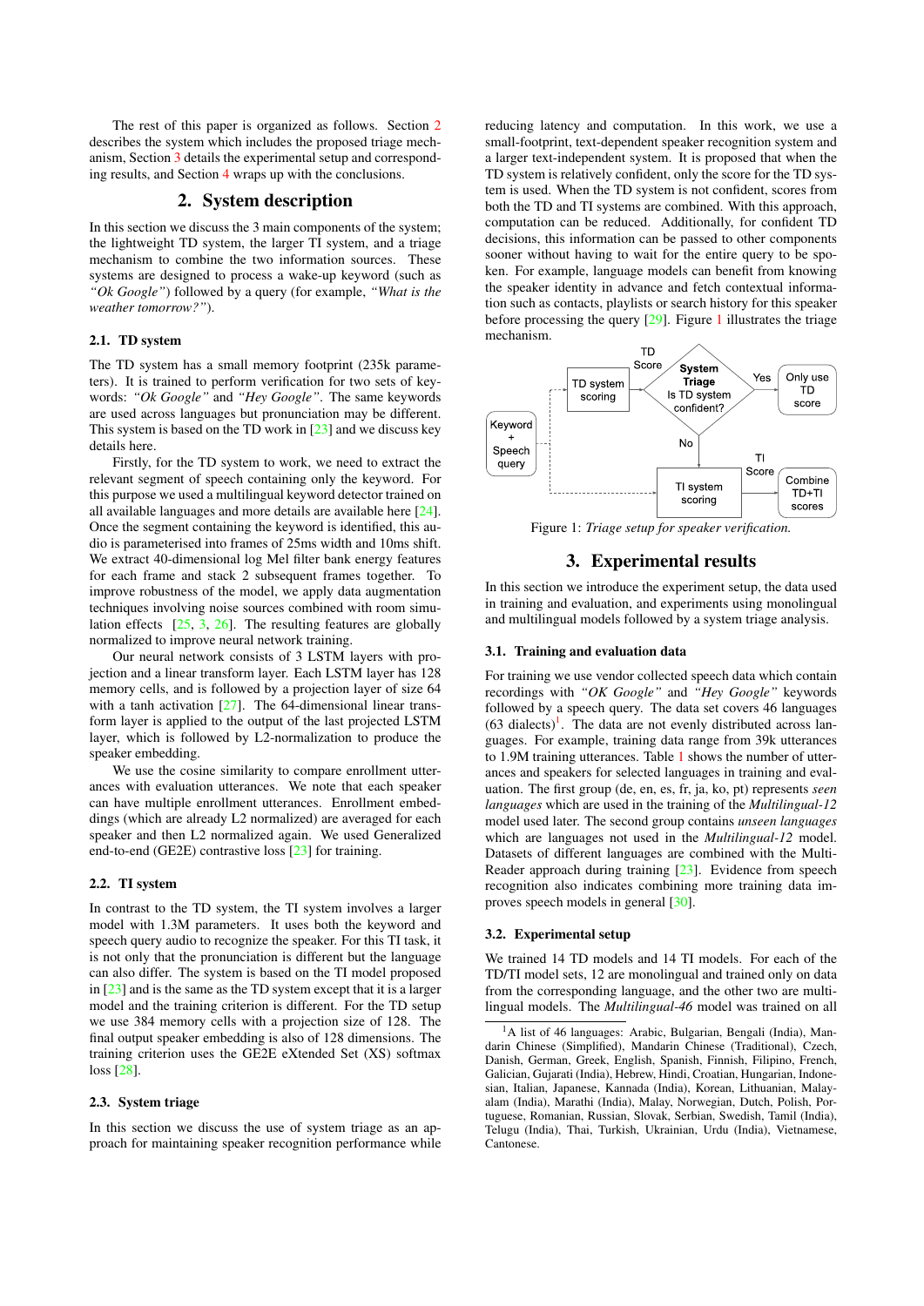The rest of this paper is organized as follows. Section 2 describes the system which includes the proposed triage mechanism, Section 3 details the experimental setup and corresponding results, and Section 4 wraps up with the conclusions.

## 2. System description

In this section we discuss the 3 main components of the system; the lightweight TD system, the larger TI system, and a triage mechanism to combine the two information sources. These systems are designed to process a wake-up keyword (such as *"Ok Google"*) followed by a query (for example, *"What is the weather tomorrow?"*).

### 2.1. TD system

The TD system has a small memory footprint (235k parameters). It is trained to perform verification for two sets of keywords: *"Ok Google"* and *"Hey Google"*. The same keywords are used across languages but pronunciation may be different. This system is based on the TD work in [23] and we discuss key details here.

Firstly, for the TD system to work, we need to extract the relevant segment of speech containing only the keyword. For this purpose we used a multilingual keyword detector trained on all available languages and more details are available here [24]. Once the segment containing the keyword is identified, this audio is parameterised into frames of 25ms width and 10ms shift. We extract 40-dimensional log Mel filter bank energy features for each frame and stack 2 subsequent frames together. To improve robustness of the model, we apply data augmentation techniques involving noise sources combined with room simulation effects [25, 3, 26]. The resulting features are globally normalized to improve neural network training.

Our neural network consists of 3 LSTM layers with projection and a linear transform layer. Each LSTM layer has 128 memory cells, and is followed by a projection layer of size 64 with a tanh activation [27]. The 64-dimensional linear transform layer is applied to the output of the last projected LSTM layer, which is followed by L2-normalization to produce the speaker embedding.

We use the cosine similarity to compare enrollment utterances with evaluation utterances. We note that each speaker can have multiple enrollment utterances. Enrollment embeddings (which are already L2 normalized) are averaged for each speaker and then L2 normalized again. We used Generalized end-to-end (GE2E) contrastive loss [23] for training.

### 2.2. TI system

In contrast to the TD system, the TI system involves a larger model with 1.3M parameters. It uses both the keyword and speech query audio to recognize the speaker. For this TI task, it is not only that the pronunciation is different but the language can also differ. The system is based on the TI model proposed in [23] and is the same as the TD system except that it is a larger model and the training criterion is different. For the TD setup we use 384 memory cells with a projection size of 128. The final output speaker embedding is also of 128 dimensions. The training criterion uses the GE2E eXtended Set (XS) softmax loss [28].

### 2.3. System triage

In this section we discuss the use of system triage as an approach for maintaining speaker recognition performance while reducing latency and computation. In this work, we use a small-footprint, text-dependent speaker recognition system and a larger text-independent system. It is proposed that when the TD system is relatively confident, only the score for the TD system is used. When the TD system is not confident, scores from both the TD and TI systems are combined. With this approach, computation can be reduced. Additionally, for confident TD decisions, this information can be passed to other components sooner without having to wait for the entire query to be spoken. For example, language models can benefit from knowing the speaker identity in advance and fetch contextual information such as contacts, playlists or search history for this speaker before processing the query [29]. Figure 1 illustrates the triage mechanism.

```
Keyword + Speech query --> TD system scoring --(TD Score)--> System Triage: Is TD system confident?
    Yes --> Only use TD score
    No  --> TI system scoring (also from Keyword + Speech query) --(TI Score)--> Combine TD+TI scores
```

Figure 1: *Triage setup for speaker verification.*

## 3. Experimental results

In this section we introduce the experiment setup, the data used in training and evaluation, and experiments using monolingual and multilingual models followed by a system triage analysis.

### 3.1. Training and evaluation data

For training we use vendor collected speech data which contain recordings with *"OK Google"* and *"Hey Google"* keywords followed by a speech query. The data set covers 46 languages (63 dialects)[1]. The data are not evenly distributed across languages. For example, training data range from 39k utterances to 1.9M training utterances. Table 1 shows the number of utterances and speakers for selected languages in training and evaluation. The first group (de, en, es, fr, ja, ko, pt) represents *seen languages* which are used in the training of the *Multilingual-12* model used later. The second group contains *unseen languages* which are languages not used in the *Multilingual-12* model. Datasets of different languages are combined with the Multi-Reader approach during training [23]. Evidence from speech recognition also indicates combining more training data improves speech models in general [30].

### 3.2. Experimental setup

We trained 14 TD models and 14 TI models. For each of the TD/TI model sets, 12 are monolingual and trained only on data from the corresponding language, and the other two are multilingual models. The *Multilingual-46* model was trained on all

[1] A list of 46 languages: Arabic, Bulgarian, Bengali (India), Mandarin Chinese (Simplified), Mandarin Chinese (Traditional), Czech, Danish, German, Greek, English, Spanish, Finnish, Filipino, French, Galician, Gujarati (India), Hebrew, Hindi, Croatian, Hungarian, Indonesian, Italian, Japanese, Kannada (India), Korean, Lithuanian, Malayalam (India), Marathi (India), Malay, Norwegian, Dutch, Polish, Portuguese, Romanian, Russian, Slovak, Serbian, Swedish, Tamil (India), Telugu (India), Thai, Turkish, Ukrainian, Urdu (India), Vietnamese, Cantonese.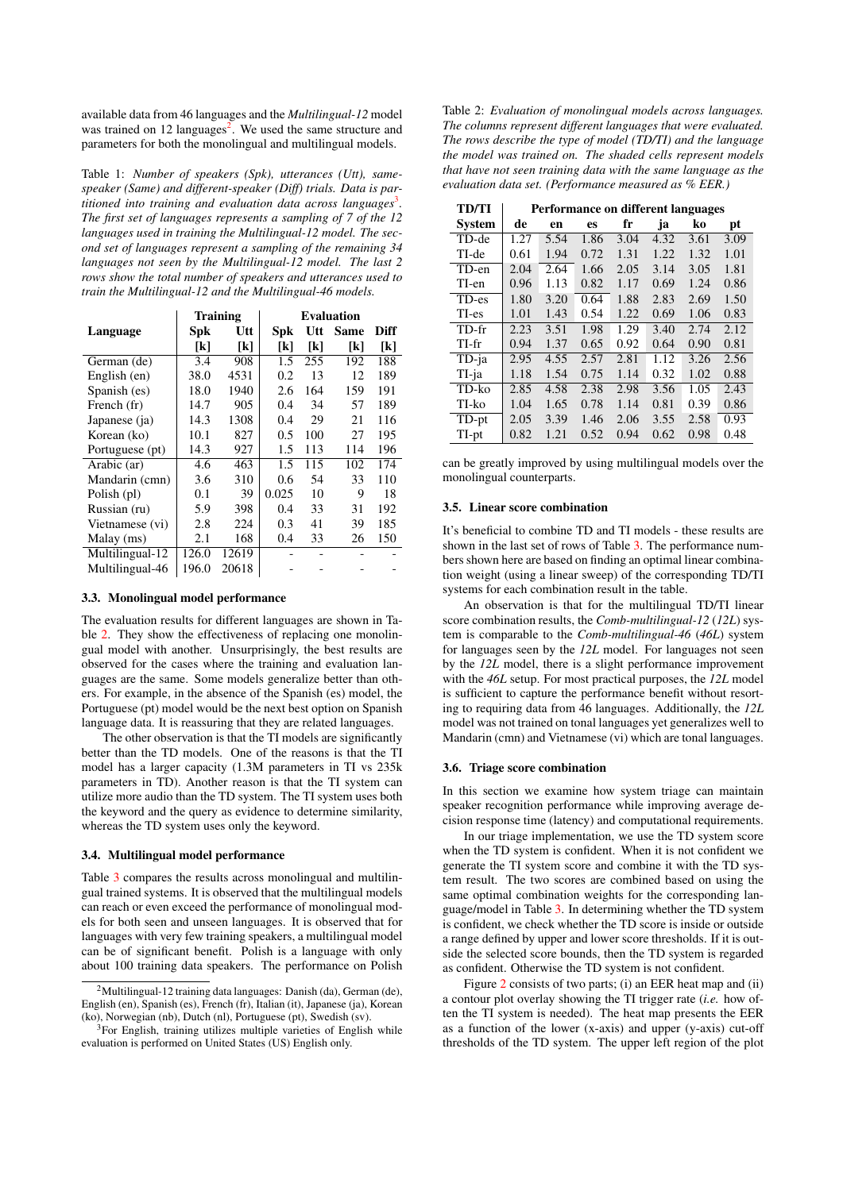available data from 46 languages and the *Multilingual-12* model was trained on 12 languages[2]. We used the same structure and parameters for both the monolingual and multilingual models.

Table 1: *Number of speakers (Spk), utterances (Utt), same-speaker (Same) and different-speaker (Diff) trials. Data is partitioned into training and evaluation data across languages[3]. The first set of languages represents a sampling of 7 of the 12 languages used in training the Multilingual-12 model. The second set of languages represent a sampling of the remaining 34 languages not seen by the Multilingual-12 model. The last 2 rows show the total number of speakers and utterances used to train the Multilingual-12 and the Multilingual-46 models.*

| Language | Training | | Evaluation | | | |
|---|---|---|---|---|---|---|
| | **Spk [k]** | **Utt [k]** | **Spk [k]** | **Utt [k]** | **Same [k]** | **Diff [k]** |
| German (de) | 3.4 | 908 | 1.5 | 255 | 192 | 188 |
| English (en) | 38.0 | 4531 | 0.2 | 13 | 12 | 189 |
| Spanish (es) | 18.0 | 1940 | 2.6 | 164 | 159 | 191 |
| French (fr) | 14.7 | 905 | 0.4 | 34 | 57 | 189 |
| Japanese (ja) | 14.3 | 1308 | 0.4 | 29 | 21 | 116 |
| Korean (ko) | 10.1 | 827 | 0.5 | 100 | 27 | 195 |
| Portuguese (pt) | 14.3 | 927 | 1.5 | 113 | 114 | 196 |
| Arabic (ar) | 4.6 | 463 | 1.5 | 115 | 102 | 174 |
| Mandarin (cmn) | 3.6 | 310 | 0.6 | 54 | 33 | 110 |
| Polish (pl) | 0.1 | 39 | 0.025 | 10 | 9 | 18 |
| Russian (ru) | 5.9 | 398 | 0.4 | 33 | 31 | 192 |
| Vietnamese (vi) | 2.8 | 224 | 0.3 | 41 | 39 | 185 |
| Malay (ms) | 2.1 | 168 | 0.4 | 33 | 26 | 150 |
| Multilingual-12 | 126.0 | 12619 | - | - | - | - |
| Multilingual-46 | 196.0 | 20618 | - | - | - | - |

### 3.3. Monolingual model performance

The evaluation results for different languages are shown in Table 2. They show the effectiveness of replacing one monolingual model with another. Unsurprisingly, the best results are observed for the cases where the training and evaluation languages are the same. Some models generalize better than others. For example, in the absence of the Spanish (es) model, the Portuguese (pt) model would be the next best option on Spanish language data. It is reassuring that they are related languages.

The other observation is that the TI models are significantly better than the TD models. One of the reasons is that the TI model has a larger capacity (1.3M parameters in TI vs 235k parameters in TD). Another reason is that the TI system can utilize more audio than the TD system. The TI system uses both the keyword and the query as evidence to determine similarity, whereas the TD system uses only the keyword.

### 3.4. Multilingual model performance

Table 3 compares the results across monolingual and multilingual trained systems. It is observed that the multilingual models can reach or even exceed the performance of monolingual models for both seen and unseen languages. It is observed that for languages with very few training speakers, a multilingual model can be of significant benefit. Polish is a language with only about 100 training data speakers. The performance on Polish can be greatly improved by using multilingual models over the monolingual counterparts.

[2] Multilingual-12 training data languages: Danish (da), German (de), English (en), Spanish (es), French (fr), Italian (it), Japanese (ja), Korean (ko), Norwegian (nb), Dutch (nl), Portuguese (pt), Swedish (sv).

[3] For English, training utilizes multiple varieties of English while evaluation is performed on United States (US) English only.

Table 2: *Evaluation of monolingual models across languages. The columns represent different languages that were evaluated. The rows describe the type of model (TD/TI) and the language the model was trained on. The shaded cells represent models that have not seen training data with the same language as the evaluation data set. (Performance measured as % EER.)*

| TD/TI System | Performance on different languages | | | | | | |
|---|---|---|---|---|---|---|---|
| | **de** | **en** | **es** | **fr** | **ja** | **ko** | **pt** |
| TD-de | 1.27 | 5.54 | 1.86 | 3.04 | 4.32 | 3.61 | 3.09 |
| TI-de | 0.61 | 1.94 | 0.72 | 1.31 | 1.22 | 1.32 | 1.01 |
| TD-en | 2.04 | 2.64 | 1.66 | 2.05 | 3.14 | 3.05 | 1.81 |
| TI-en | 0.96 | 1.13 | 0.82 | 1.17 | 0.69 | 1.24 | 0.86 |
| TD-es | 1.80 | 3.20 | 0.64 | 1.88 | 2.83 | 2.69 | 1.50 |
| TI-es | 1.01 | 1.43 | 0.54 | 1.22 | 0.69 | 1.06 | 0.83 |
| TD-fr | 2.23 | 3.51 | 1.98 | 1.29 | 3.40 | 2.74 | 2.12 |
| TI-fr | 0.94 | 1.37 | 0.65 | 0.92 | 0.64 | 0.90 | 0.81 |
| TD-ja | 2.95 | 4.55 | 2.57 | 2.81 | 1.12 | 3.26 | 2.56 |
| TI-ja | 1.18 | 1.54 | 0.75 | 1.14 | 0.32 | 1.02 | 0.88 |
| TD-ko | 2.85 | 4.58 | 2.38 | 2.98 | 3.56 | 1.05 | 2.43 |
| TI-ko | 1.04 | 1.65 | 0.78 | 1.14 | 0.81 | 0.39 | 0.86 |
| TD-pt | 2.05 | 3.39 | 1.46 | 2.06 | 3.55 | 2.58 | 0.93 |
| TI-pt | 0.82 | 1.21 | 0.52 | 0.94 | 0.62 | 0.98 | 0.48 |

### 3.5. Linear score combination

It's beneficial to combine TD and TI models - these results are shown in the last set of rows of Table 3. The performance numbers shown here are based on finding an optimal linear combination weight (using a linear sweep) of the corresponding TD/TI systems for each combination result in the table.

An observation is that for the multilingual TD/TI linear score combination results, the *Comb-multilingual-12* (*12L*) system is comparable to the *Comb-multilingual-46* (*46L*) system for languages seen by the *12L* model. For languages not seen by the *12L* model, there is a slight performance improvement with the *46L* setup. For most practical purposes, the *12L* model is sufficient to capture the performance benefit without resorting to requiring data from 46 languages. Additionally, the *12L* model was not trained on tonal languages yet generalizes well to Mandarin (cmn) and Vietnamese (vi) which are tonal languages.

### 3.6. Triage score combination

In this section we examine how system triage can maintain speaker recognition performance while improving average decision response time (latency) and computational requirements.

In our triage implementation, we use the TD system score when the TD system is confident. When it is not confident we generate the TI system score and combine it with the TD system result. The two scores are combined based on using the same optimal combination weights for the corresponding language/model in Table 3. In determining whether the TD system is confident, we check whether the TD score is inside or outside a range defined by upper and lower score thresholds. If it is outside the selected score bounds, then the TD system is regarded as confident. Otherwise the TD system is not confident.

Figure 2 consists of two parts; (i) an EER heat map and (ii) a contour plot overlay showing the TI trigger rate (*i.e.* how often the TI system is needed). The heat map presents the EER as a function of the lower (x-axis) and upper (y-axis) cut-off thresholds of the TD system. The upper left region of the plot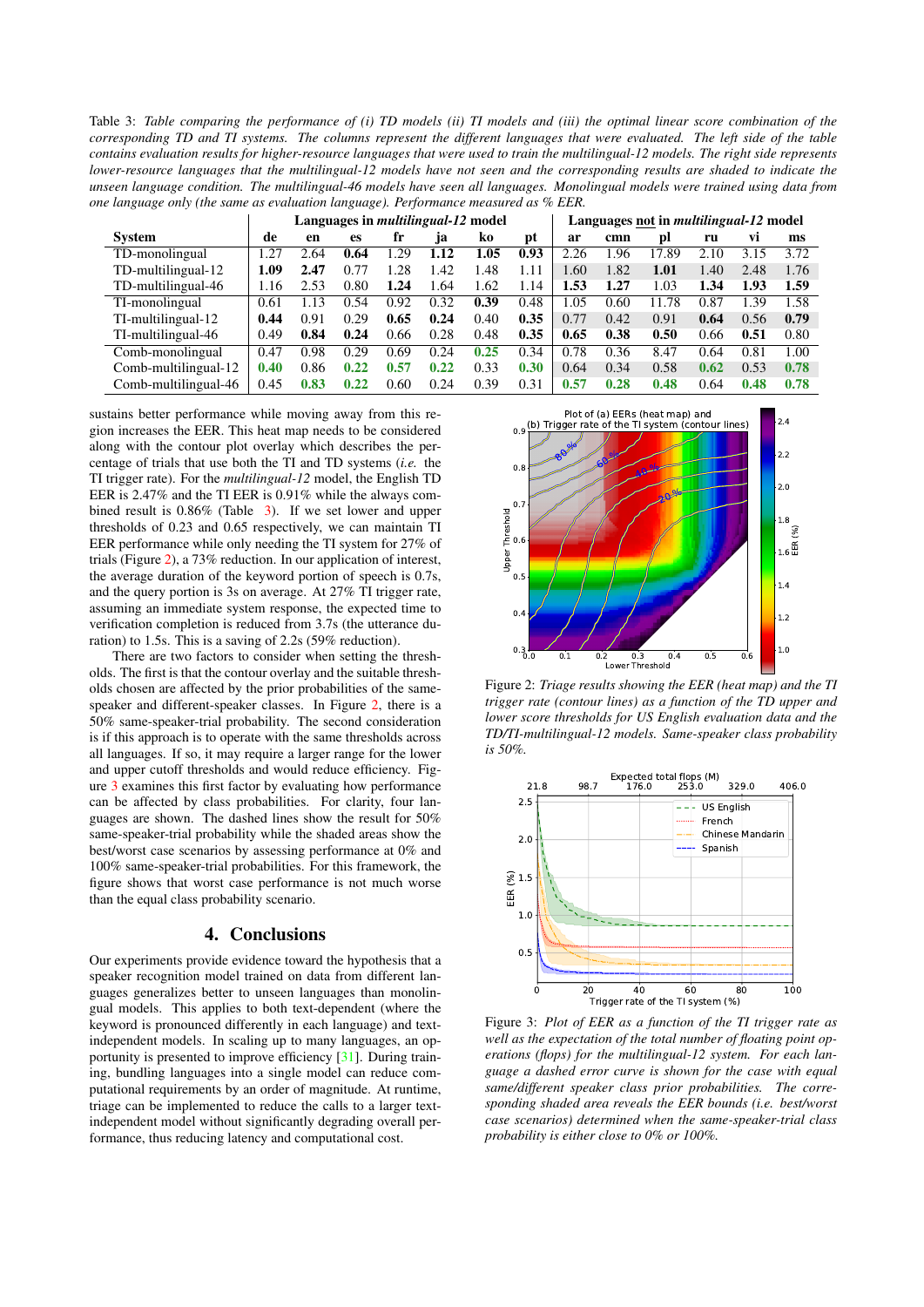Table 3: *Table comparing the performance of (i) TD models (ii) TI models and (iii) the optimal linear score combination of the corresponding TD and TI systems. The columns represent the different languages that were evaluated. The left side of the table contains evaluation results for higher-resource languages that were used to train the multilingual-12 models. The right side represents lower-resource languages that the multilingual-12 models have not seen and the corresponding results are shaded to indicate the unseen language condition. The multilingual-46 models have seen all languages. Monolingual models were trained using data from one language only (the same as evaluation language). Performance measured as % EER.*

| | Languages in *multilingual-12* model | | | | | | | Languages not in *multilingual-12* model | | | | | | |
|---|---|---|---|---|---|---|---|---|---|---|---|---|---|---|
| **System** | **de** | **en** | **es** | **fr** | **ja** | **ko** | **pt** | **ar** | **cmn** | **pl** | **ru** | **vi** | **ms** |
| TD-monolingual | 1.27 | 2.64 | **0.64** | 1.29 | **1.12** | **1.05** | **0.93** | 2.26 | 1.96 | 17.89 | 2.10 | 3.15 | 3.72 |
| TD-multilingual-12 | **1.09** | **2.47** | 0.77 | 1.28 | 1.42 | 1.48 | 1.11 | 1.60 | 1.82 | **1.01** | 1.40 | 2.48 | 1.76 |
| TD-multilingual-46 | 1.16 | 2.53 | 0.80 | **1.24** | 1.64 | 1.62 | 1.14 | **1.53** | **1.27** | 1.03 | **1.34** | **1.93** | **1.59** |
| TI-monolingual | 0.61 | 1.13 | 0.54 | 0.92 | 0.32 | **0.39** | 0.48 | 1.05 | 0.60 | 11.78 | 0.87 | 1.39 | 1.58 |
| TI-multilingual-12 | **0.44** | 0.91 | 0.29 | **0.65** | **0.24** | 0.40 | **0.35** | 0.77 | 0.42 | 0.91 | **0.64** | 0.56 | **0.79** |
| TI-multilingual-46 | 0.49 | **0.84** | **0.24** | 0.66 | 0.28 | 0.48 | **0.35** | **0.65** | **0.38** | **0.50** | 0.66 | **0.51** | 0.80 |
| Comb-monolingual | 0.47 | 0.98 | 0.29 | 0.69 | 0.24 | **0.25** | 0.34 | 0.78 | 0.36 | 8.47 | 0.64 | 0.81 | 1.00 |
| Comb-multilingual-12 | **0.40** | 0.86 | **0.22** | **0.57** | **0.22** | 0.33 | **0.30** | 0.64 | 0.34 | 0.58 | **0.62** | 0.53 | **0.78** |
| Comb-multilingual-46 | 0.45 | **0.83** | **0.22** | 0.60 | 0.24 | 0.39 | 0.31 | **0.57** | **0.28** | **0.48** | 0.64 | **0.48** | **0.78** |

sustains better performance while moving away from this region increases the EER. This heat map needs to be considered along with the contour plot overlay which describes the percentage of trials that use both the TI and TD systems (*i.e.* the TI trigger rate). For the *multilingual-12* model, the English TD EER is 2.47% and the TI EER is 0.91% while the always combined result is 0.86% (Table 3). If we set lower and upper thresholds of 0.23 and 0.65 respectively, we can maintain TI EER performance while only needing the TI system for 27% of trials (Figure 2), a 73% reduction. In our application of interest, the average duration of the keyword portion of speech is 0.7s, and the query portion is 3s on average. At 27% TI trigger rate, assuming an immediate system response, the expected time to verification completion is reduced from 3.7s (the utterance duration) to 1.5s. This is a saving of 2.2s (59% reduction).

There are two factors to consider when setting the thresholds. The first is that the contour overlay and the suitable thresholds chosen are affected by the prior probabilities of the same-speaker and different-speaker classes. In Figure 2, there is a 50% same-speaker-trial probability. The second consideration is if this approach is to operate with the same thresholds across all languages. If so, it may require a larger range for the lower and upper cutoff thresholds and would reduce efficiency. Figure 3 examines this first factor by evaluating how performance can be affected by class probabilities. For clarity, four languages are shown. The dashed lines show the result for 50% same-speaker-trial probability while the shaded areas show the best/worst case scenarios by assessing performance at 0% and 100% same-speaker-trial probabilities. For this framework, the figure shows that worst case performance is not much worse than the equal class probability scenario.

## 4. Conclusions

Our experiments provide evidence toward the hypothesis that a speaker recognition model trained on data from different languages generalizes better to unseen languages than monolingual models. This applies to both text-dependent (where the keyword is pronounced differently in each language) and text-independent models. In scaling up to many languages, an opportunity is presented to improve efficiency [31]. During training, bundling languages into a single model can reduce computational requirements by an order of magnitude. At runtime, triage can be implemented to reduce the calls to a larger text-independent model without significantly degrading overall performance, thus reducing latency and computational cost.

Figure 2: *Triage results showing the EER (heat map) and the TI trigger rate (contour lines) as a function of the TD upper and lower score thresholds for US English evaluation data and the TD/TI-multilingual-12 models. Same-speaker class probability is 50%.*

Figure 3: *Plot of EER as a function of the TI trigger rate as well as the expectation of the total number of floating point operations (flops) for the multilingual-12 system. For each language a dashed error curve is shown for the case with equal same/different speaker class prior probabilities. The corresponding shaded area reveals the EER bounds (i.e. best/worst case scenarios) determined when the same-speaker-trial class probability is either close to 0% or 100%.*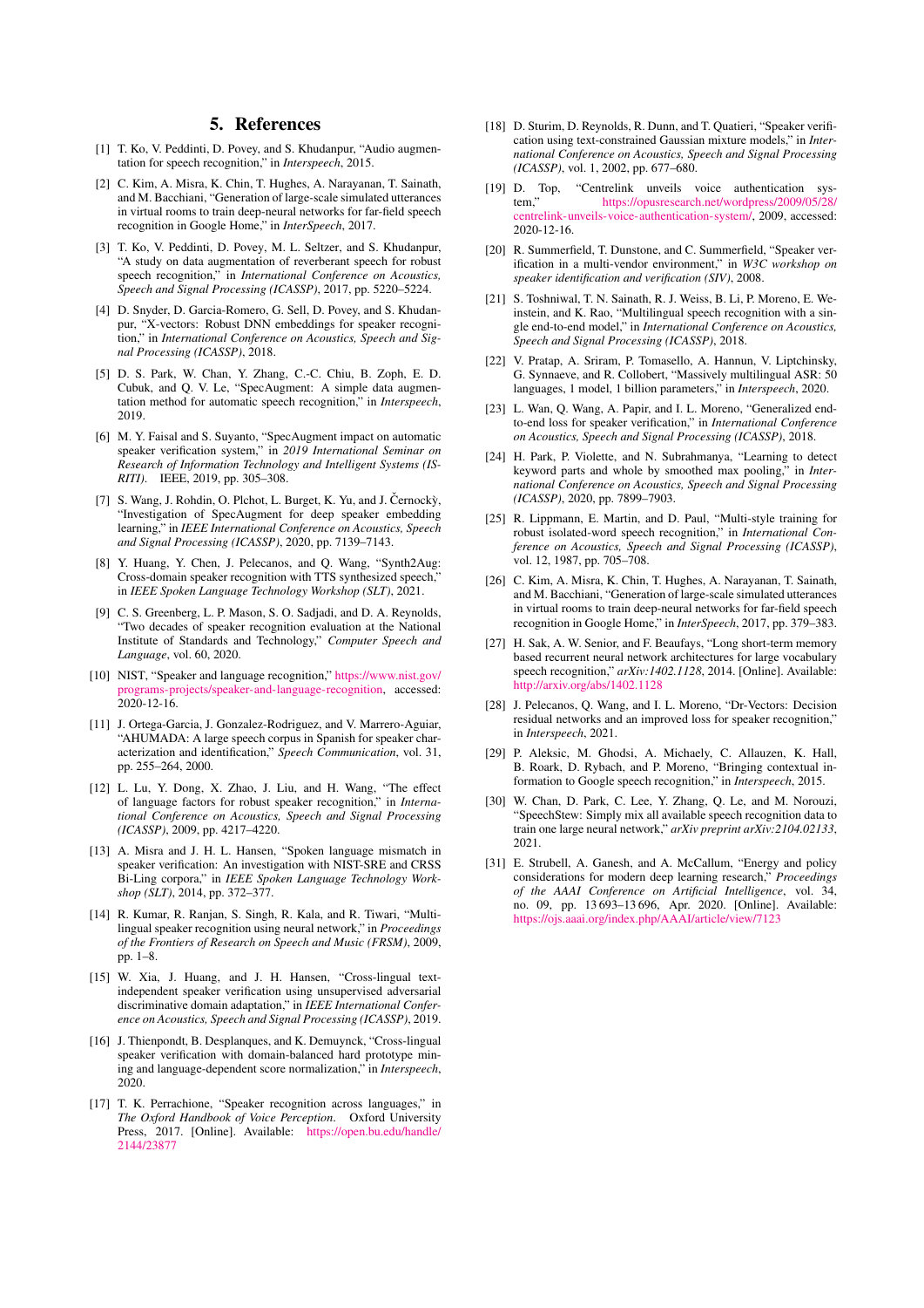## 5. References

[1] T. Ko, V. Peddinti, D. Povey, and S. Khudanpur, "Audio augmentation for speech recognition," in *Interspeech*, 2015.

[2] C. Kim, A. Misra, K. Chin, T. Hughes, A. Narayanan, T. Sainath, and M. Bacchiani, "Generation of large-scale simulated utterances in virtual rooms to train deep-neural networks for far-field speech recognition in Google Home," in *InterSpeech*, 2017.

[3] T. Ko, V. Peddinti, D. Povey, M. L. Seltzer, and S. Khudanpur, "A study on data augmentation of reverberant speech for robust speech recognition," in *International Conference on Acoustics, Speech and Signal Processing (ICASSP)*, 2017, pp. 5220–5224.

[4] D. Snyder, D. Garcia-Romero, G. Sell, D. Povey, and S. Khudanpur, "X-vectors: Robust DNN embeddings for speaker recognition," in *International Conference on Acoustics, Speech and Signal Processing (ICASSP)*, 2018.

[5] D. S. Park, W. Chan, Y. Zhang, C.-C. Chiu, B. Zoph, E. D. Cubuk, and Q. V. Le, "SpecAugment: A simple data augmentation method for automatic speech recognition," in *Interspeech*, 2019.

[6] M. Y. Faisal and S. Suyanto, "SpecAugment impact on automatic speaker verification system," in *2019 International Seminar on Research of Information Technology and Intelligent Systems (ISRITI)*. IEEE, 2019, pp. 305–308.

[7] S. Wang, J. Rohdin, O. Plchot, L. Burget, K. Yu, and J. Černockỳ, "Investigation of SpecAugment for deep speaker embedding learning," in *IEEE International Conference on Acoustics, Speech and Signal Processing (ICASSP)*, 2020, pp. 7139–7143.

[8] Y. Huang, Y. Chen, J. Pelecanos, and Q. Wang, "Synth2Aug: Cross-domain speaker recognition with TTS synthesized speech," in *IEEE Spoken Language Technology Workshop (SLT)*, 2021.

[9] C. S. Greenberg, L. P. Mason, S. O. Sadjadi, and D. A. Reynolds, "Two decades of speaker recognition evaluation at the National Institute of Standards and Technology," *Computer Speech and Language*, vol. 60, 2020.

[10] NIST, "Speaker and language recognition," https://www.nist.gov/programs-projects/speaker-and-language-recognition, accessed: 2020-12-16.

[11] J. Ortega-Garcia, J. Gonzalez-Rodriguez, and V. Marrero-Aguiar, "AHUMADA: A large speech corpus in Spanish for speaker characterization and identification," *Speech Communication*, vol. 31, pp. 255–264, 2000.

[12] L. Lu, Y. Dong, X. Zhao, J. Liu, and H. Wang, "The effect of language factors for robust speaker recognition," in *International Conference on Acoustics, Speech and Signal Processing (ICASSP)*, 2009, pp. 4217–4220.

[13] A. Misra and J. H. L. Hansen, "Spoken language mismatch in speaker verification: An investigation with NIST-SRE and CRSS Bi-Ling corpora," in *IEEE Spoken Language Technology Workshop (SLT)*, 2014, pp. 372–377.

[14] R. Kumar, R. Ranjan, S. Singh, R. Kala, and R. Tiwari, "Multilingual speaker recognition using neural network," in *Proceedings of the Frontiers of Research on Speech and Music (FRSM)*, 2009, pp. 1–8.

[15] W. Xia, J. Huang, and J. H. Hansen, "Cross-lingual text-independent speaker verification using unsupervised adversarial discriminative domain adaptation," in *IEEE International Conference on Acoustics, Speech and Signal Processing (ICASSP)*, 2019.

[16] J. Thienpondt, B. Desplanques, and K. Demuynck, "Cross-lingual speaker verification with domain-balanced hard prototype mining and language-dependent score normalization," in *Interspeech*, 2020.

[17] T. K. Perrachione, "Speaker recognition across languages," in *The Oxford Handbook of Voice Perception*. Oxford University Press, 2017. [Online]. Available: https://open.bu.edu/handle/2144/23877

[18] D. Sturim, D. Reynolds, R. Dunn, and T. Quatieri, "Speaker verification using text-constrained Gaussian mixture models," in *International Conference on Acoustics, Speech and Signal Processing (ICASSP)*, vol. 1, 2002, pp. 677–680.

[19] D. Top, "Centrelink unveils voice authentication system," https://opusresearch.net/wordpress/2009/05/28/centrelink-unveils-voice-authentication-system/, 2009, accessed: 2020-12-16.

[20] R. Summerfield, T. Dunstone, and C. Summerfield, "Speaker verification in a multi-vendor environment," in *W3C workshop on speaker identification and verification (SIV)*, 2008.

[21] S. Toshniwal, T. N. Sainath, R. J. Weiss, B. Li, P. Moreno, E. Weinstein, and K. Rao, "Multilingual speech recognition with a single end-to-end model," in *International Conference on Acoustics, Speech and Signal Processing (ICASSP)*, 2018.

[22] V. Pratap, A. Sriram, P. Tomasello, A. Hannun, V. Liptchinsky, G. Synnaeve, and R. Collobert, "Massively multilingual ASR: 50 languages, 1 model, 1 billion parameters," in *Interspeech*, 2020.

[23] L. Wan, Q. Wang, A. Papir, and I. L. Moreno, "Generalized end-to-end loss for speaker verification," in *International Conference on Acoustics, Speech and Signal Processing (ICASSP)*, 2018.

[24] H. Park, P. Violette, and N. Subrahmanya, "Learning to detect keyword parts and whole by smoothed max pooling," in *International Conference on Acoustics, Speech and Signal Processing (ICASSP)*, 2020, pp. 7899–7903.

[25] R. Lippmann, E. Martin, and D. Paul, "Multi-style training for robust isolated-word speech recognition," in *International Conference on Acoustics, Speech and Signal Processing (ICASSP)*, vol. 12, 1987, pp. 705–708.

[26] C. Kim, A. Misra, K. Chin, T. Hughes, A. Narayanan, T. Sainath, and M. Bacchiani, "Generation of large-scale simulated utterances in virtual rooms to train deep-neural networks for far-field speech recognition in Google Home," in *InterSpeech*, 2017, pp. 379–383.

[27] H. Sak, A. W. Senior, and F. Beaufays, "Long short-term memory based recurrent neural network architectures for large vocabulary speech recognition," *arXiv:1402.1128*, 2014. [Online]. Available: http://arxiv.org/abs/1402.1128

[28] J. Pelecanos, Q. Wang, and I. L. Moreno, "Dr-Vectors: Decision residual networks and an improved loss for speaker recognition," in *Interspeech*, 2021.

[29] P. Aleksic, M. Ghodsi, A. Michaely, C. Allauzen, K. Hall, B. Roark, D. Rybach, and P. Moreno, "Bringing contextual information to Google speech recognition," in *Interspeech*, 2015.

[30] W. Chan, D. Park, C. Lee, Y. Zhang, Q. Le, and M. Norouzi, "SpeechStew: Simply mix all available speech recognition data to train one large neural network," *arXiv preprint arXiv:2104.02133*, 2021.

[31] E. Strubell, A. Ganesh, and A. McCallum, "Energy and policy considerations for modern deep learning research," *Proceedings of the AAAI Conference on Artificial Intelligence*, vol. 34, no. 09, pp. 13 693–13 696, Apr. 2020. [Online]. Available: https://ojs.aaai.org/index.php/AAAI/article/view/7123